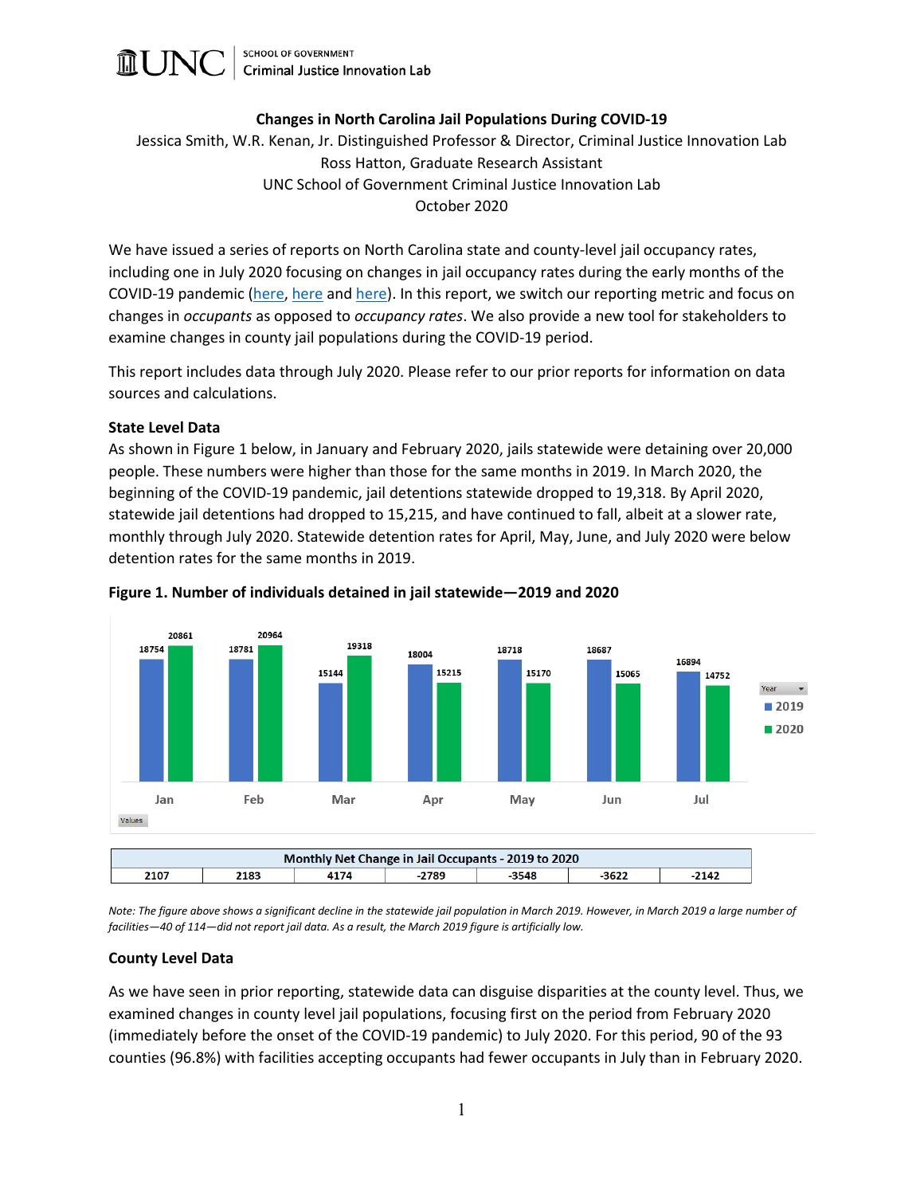UNC | SCHOOL OF GOVERNMENT Criminal Justice Innovation Lab

# Changes in North Carolina Jail Populations During COVID-19

Jessica Smith, W.R. Kenan, Jr. Distinguished Professor & Director, Criminal Justice Innovation Lab
Ross Hatton, Graduate Research Assistant
UNC School of Government Criminal Justice Innovation Lab
October 2020

We have issued a series of reports on North Carolina state and county-level jail occupancy rates, including one in July 2020 focusing on changes in jail occupancy rates during the early months of the COVID-19 pandemic (here, here and here). In this report, we switch our reporting metric and focus on changes in *occupants* as opposed to *occupancy rates*. We also provide a new tool for stakeholders to examine changes in county jail populations during the COVID-19 period.

This report includes data through July 2020. Please refer to our prior reports for information on data sources and calculations.

## State Level Data

As shown in Figure 1 below, in January and February 2020, jails statewide were detaining over 20,000 people. These numbers were higher than those for the same months in 2019. In March 2020, the beginning of the COVID-19 pandemic, jail detentions statewide dropped to 19,318. By April 2020, statewide jail detentions had dropped to 15,215, and have continued to fall, albeit at a slower rate, monthly through July 2020. Statewide detention rates for April, May, June, and July 2020 were below detention rates for the same months in 2019.

**Figure 1. Number of individuals detained in jail statewide—2019 and 2020**

| Year | Jan | Feb | Mar | Apr | May | Jun | Jul |
|---|---|---|---|---|---|---|---|
| 2019 | 18754 | 18781 | 15144 | 18004 | 18718 | 18687 | 16894 |
| 2020 | 20861 | 20964 | 19318 | 15215 | 15170 | 15065 | 14752 |

| Monthly Net Change in Jail Occupants - 2019 to 2020 | | | | | | |
|---|---|---|---|---|---|---|
| 2107 | 2183 | 4174 | -2789 | -3548 | -3622 | -2142 |

*Note: The figure above shows a significant decline in the statewide jail population in March 2019. However, in March 2019 a large number of facilities—40 of 114—did not report jail data. As a result, the March 2019 figure is artificially low.*

## County Level Data

As we have seen in prior reporting, statewide data can disguise disparities at the county level. Thus, we examined changes in county level jail populations, focusing first on the period from February 2020 (immediately before the onset of the COVID-19 pandemic) to July 2020. For this period, 90 of the 93 counties (96.8%) with facilities accepting occupants had fewer occupants in July than in February 2020.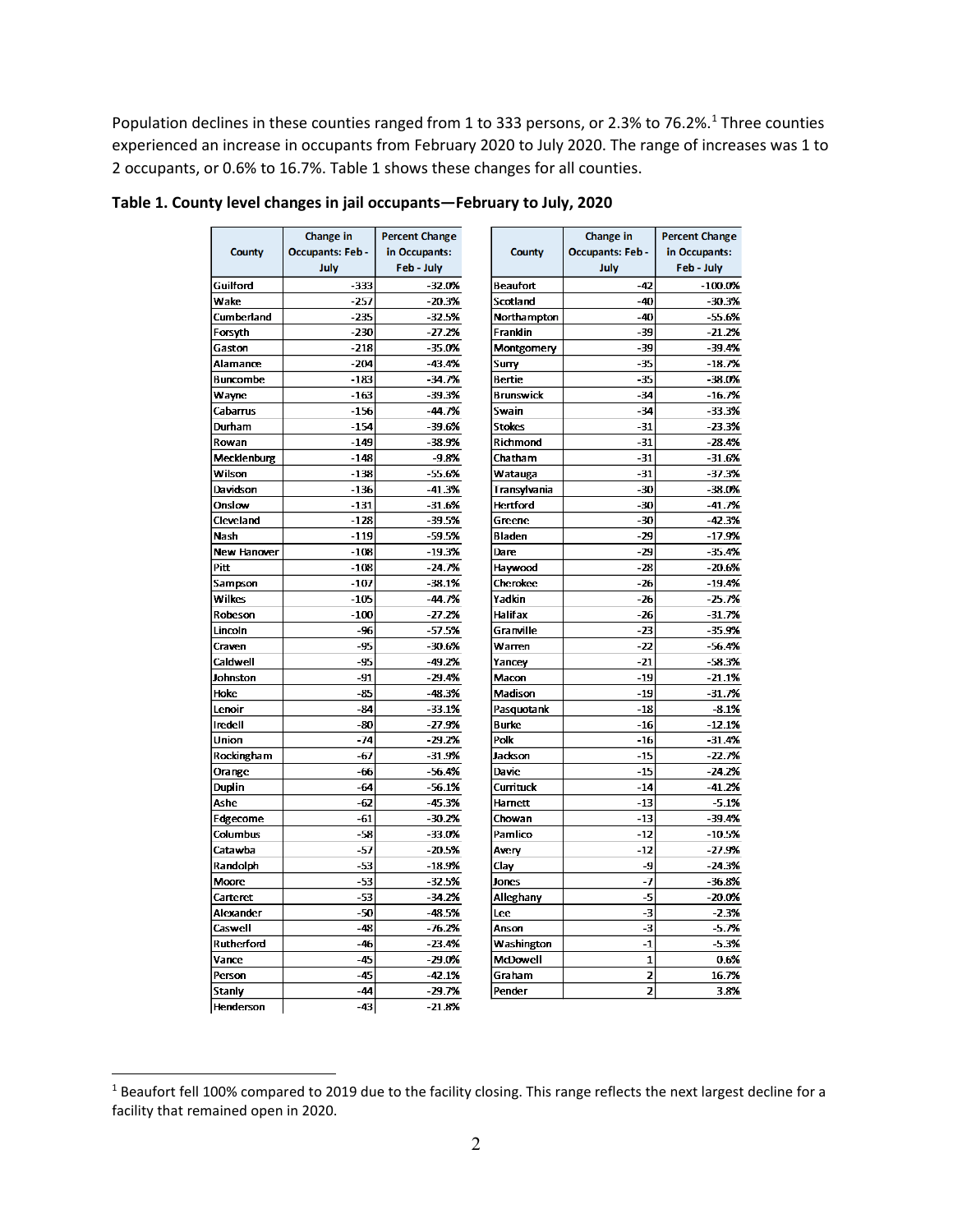Population declines in these counties ranged from 1 to 333 persons, or 2.3% to 76.2%.[1] Three counties experienced an increase in occupants from February 2020 to July 2020. The range of increases was 1 to 2 occupants, or 0.6% to 16.7%. Table 1 shows these changes for all counties.

**Table 1. County level changes in jail occupants—February to July, 2020**

| County | Change in Occupants: Feb - July | Percent Change in Occupants: Feb - July |
|---|---|---|
| Guilford | -333 | -32.0% |
| Wake | -257 | -20.3% |
| Cumberland | -235 | -32.5% |
| Forsyth | -230 | -27.2% |
| Gaston | -218 | -35.0% |
| Alamance | -204 | -43.4% |
| Buncombe | -183 | -34.7% |
| Wayne | -163 | -39.3% |
| Cabarrus | -156 | -44.7% |
| Durham | -154 | -39.6% |
| Rowan | -149 | -38.9% |
| Mecklenburg | -148 | -9.8% |
| Wilson | -138 | -55.6% |
| Davidson | -136 | -41.3% |
| Onslow | -131 | -31.6% |
| Cleveland | -128 | -39.5% |
| Nash | -119 | -59.5% |
| New Hanover | -108 | -19.3% |
| Pitt | -108 | -24.7% |
| Sampson | -107 | -38.1% |
| Wilkes | -105 | -44.7% |
| Robeson | -100 | -27.2% |
| Lincoln | -96 | -57.5% |
| Craven | -95 | -30.6% |
| Caldwell | -95 | -49.2% |
| Johnston | -91 | -29.4% |
| Hoke | -85 | -48.3% |
| Lenoir | -84 | -33.1% |
| Iredell | -80 | -27.9% |
| Union | -74 | -29.2% |
| Rockingham | -67 | -31.9% |
| Orange | -66 | -56.4% |
| Duplin | -64 | -56.1% |
| Ashe | -62 | -45.3% |
| Edgecome | -61 | -30.2% |
| Columbus | -58 | -33.0% |
| Catawba | -57 | -20.5% |
| Randolph | -53 | -18.9% |
| Moore | -53 | -32.5% |
| Carteret | -53 | -34.2% |
| Alexander | -50 | -48.5% |
| Caswell | -48 | -76.2% |
| Rutherford | -46 | -23.4% |
| Vance | -45 | -29.0% |
| Person | -45 | -42.1% |
| Stanly | -44 | -29.7% |
| Henderson | -43 | -21.8% |
| Beaufort | -42 | -100.0% |
| Scotland | -40 | -30.3% |
| Northampton | -40 | -55.6% |
| Franklin | -39 | -21.2% |
| Montgomery | -39 | -39.4% |
| Surry | -35 | -18.7% |
| Bertie | -35 | -38.0% |
| Brunswick | -34 | -16.7% |
| Swain | -34 | -33.3% |
| Stokes | -31 | -23.3% |
| Richmond | -31 | -28.4% |
| Chatham | -31 | -31.6% |
| Watauga | -31 | -37.3% |
| Transylvania | -30 | -38.0% |
| Hertford | -30 | -41.7% |
| Greene | -30 | -42.3% |
| Bladen | -29 | -17.9% |
| Dare | -29 | -35.4% |
| Haywood | -28 | -20.6% |
| Cherokee | -26 | -19.4% |
| Yadkin | -26 | -25.7% |
| Halifax | -26 | -31.7% |
| Granville | -23 | -35.9% |
| Warren | -22 | -56.4% |
| Yancey | -21 | -58.3% |
| Macon | -19 | -21.1% |
| Madison | -19 | -31.7% |
| Pasquotank | -18 | -8.1% |
| Burke | -16 | -12.1% |
| Polk | -16 | -31.4% |
| Jackson | -15 | -22.7% |
| Davie | -15 | -24.2% |
| Currituck | -14 | -41.2% |
| Harnett | -13 | -5.1% |
| Chowan | -13 | -39.4% |
| Pamlico | -12 | -10.5% |
| Avery | -12 | -27.9% |
| Clay | -9 | -24.3% |
| Jones | -7 | -36.8% |
| Alleghany | -5 | -20.0% |
| Lee | -3 | -2.3% |
| Anson | -3 | -5.7% |
| Washington | -1 | -5.3% |
| McDowell | 1 | 0.6% |
| Graham | 2 | 16.7% |
| Pender | 2 | 3.8% |

[1] Beaufort fell 100% compared to 2019 due to the facility closing. This range reflects the next largest decline for a facility that remained open in 2020.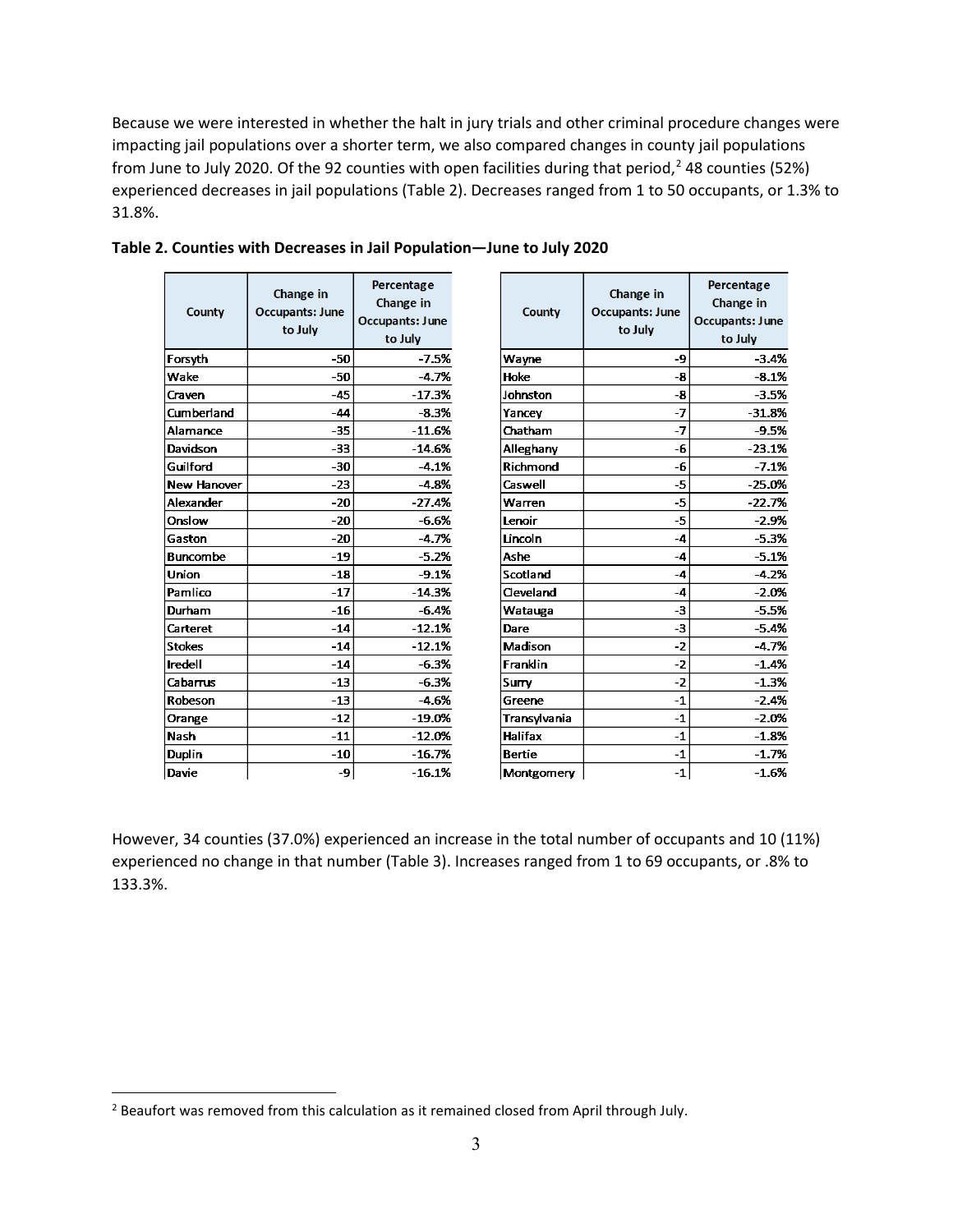Because we were interested in whether the halt in jury trials and other criminal procedure changes were impacting jail populations over a shorter term, we also compared changes in county jail populations from June to July 2020. Of the 92 counties with open facilities during that period,[2] 48 counties (52%) experienced decreases in jail populations (Table 2). Decreases ranged from 1 to 50 occupants, or 1.3% to 31.8%.

**Table 2. Counties with Decreases in Jail Population—June to July 2020**

| County | Change in Occupants: June to July | Percentage Change in Occupants: June to July |
|---|---|---|
| Forsyth | -50 | -7.5% |
| Wake | -50 | -4.7% |
| Craven | -45 | -17.3% |
| Cumberland | -44 | -8.3% |
| Alamance | -35 | -11.6% |
| Davidson | -33 | -14.6% |
| Guilford | -30 | -4.1% |
| New Hanover | -23 | -4.8% |
| Alexander | -20 | -27.4% |
| Onslow | -20 | -6.6% |
| Gaston | -20 | -4.7% |
| Buncombe | -19 | -5.2% |
| Union | -18 | -9.1% |
| Pamlico | -17 | -14.3% |
| Durham | -16 | -6.4% |
| Carteret | -14 | -12.1% |
| Stokes | -14 | -12.1% |
| Iredell | -14 | -6.3% |
| Cabarrus | -13 | -6.3% |
| Robeson | -13 | -4.6% |
| Orange | -12 | -19.0% |
| Nash | -11 | -12.0% |
| Duplin | -10 | -16.7% |
| Davie | -9 | -16.1% |
| Wayne | -9 | -3.4% |
| Hoke | -8 | -8.1% |
| Johnston | -8 | -3.5% |
| Yancey | -7 | -31.8% |
| Chatham | -7 | -9.5% |
| Alleghany | -6 | -23.1% |
| Richmond | -6 | -7.1% |
| Caswell | -5 | -25.0% |
| Warren | -5 | -22.7% |
| Lenoir | -5 | -2.9% |
| Lincoln | -4 | -5.3% |
| Ashe | -4 | -5.1% |
| Scotland | -4 | -4.2% |
| Cleveland | -4 | -2.0% |
| Watauga | -3 | -5.5% |
| Dare | -3 | -5.4% |
| Madison | -2 | -4.7% |
| Franklin | -2 | -1.4% |
| Surry | -2 | -1.3% |
| Greene | -1 | -2.4% |
| Transylvania | -1 | -2.0% |
| Halifax | -1 | -1.8% |
| Bertie | -1 | -1.7% |
| Montgomery | -1 | -1.6% |

However, 34 counties (37.0%) experienced an increase in the total number of occupants and 10 (11%) experienced no change in that number (Table 3). Increases ranged from 1 to 69 occupants, or .8% to 133.3%.

[2] Beaufort was removed from this calculation as it remained closed from April through July.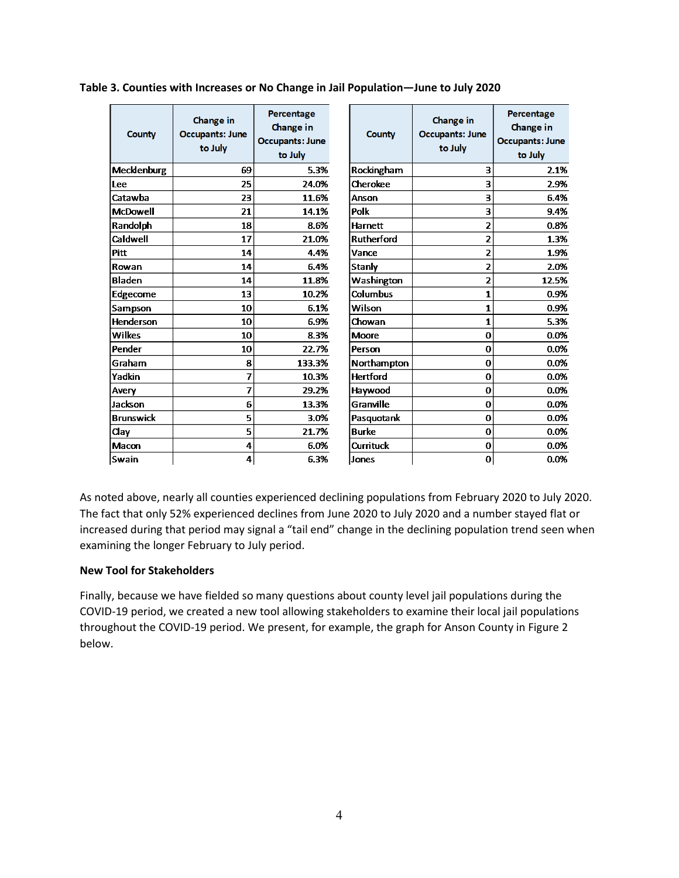**Table 3. Counties with Increases or No Change in Jail Population—June to July 2020**

| County | Change in Occupants: June to July | Percentage Change in Occupants: June to July | County | Change in Occupants: June to July | Percentage Change in Occupants: June to July |
|---|---|---|---|---|---|
| Mecklenburg | 69 | 5.3% | Rockingham | 3 | 2.1% |
| Lee | 25 | 24.0% | Cherokee | 3 | 2.9% |
| Catawba | 23 | 11.6% | Anson | 3 | 6.4% |
| McDowell | 21 | 14.1% | Polk | 3 | 9.4% |
| Randolph | 18 | 8.6% | Harnett | 2 | 0.8% |
| Caldwell | 17 | 21.0% | Rutherford | 2 | 1.3% |
| Pitt | 14 | 4.4% | Vance | 2 | 1.9% |
| Rowan | 14 | 6.4% | Stanly | 2 | 2.0% |
| Bladen | 14 | 11.8% | Washington | 2 | 12.5% |
| Edgecome | 13 | 10.2% | Columbus | 1 | 0.9% |
| Sampson | 10 | 6.1% | Wilson | 1 | 0.9% |
| Henderson | 10 | 6.9% | Chowan | 1 | 5.3% |
| Wilkes | 10 | 8.3% | Moore | 0 | 0.0% |
| Pender | 10 | 22.7% | Person | 0 | 0.0% |
| Graham | 8 | 133.3% | Northampton | 0 | 0.0% |
| Yadkin | 7 | 10.3% | Hertford | 0 | 0.0% |
| Avery | 7 | 29.2% | Haywood | 0 | 0.0% |
| Jackson | 6 | 13.3% | Granville | 0 | 0.0% |
| Brunswick | 5 | 3.0% | Pasquotank | 0 | 0.0% |
| Clay | 5 | 21.7% | Burke | 0 | 0.0% |
| Macon | 4 | 6.0% | Currituck | 0 | 0.0% |
| Swain | 4 | 6.3% | Jones | 0 | 0.0% |

As noted above, nearly all counties experienced declining populations from February 2020 to July 2020. The fact that only 52% experienced declines from June 2020 to July 2020 and a number stayed flat or increased during that period may signal a "tail end" change in the declining population trend seen when examining the longer February to July period.

**New Tool for Stakeholders**

Finally, because we have fielded so many questions about county level jail populations during the COVID-19 period, we created a new tool allowing stakeholders to examine their local jail populations throughout the COVID-19 period. We present, for example, the graph for Anson County in Figure 2 below.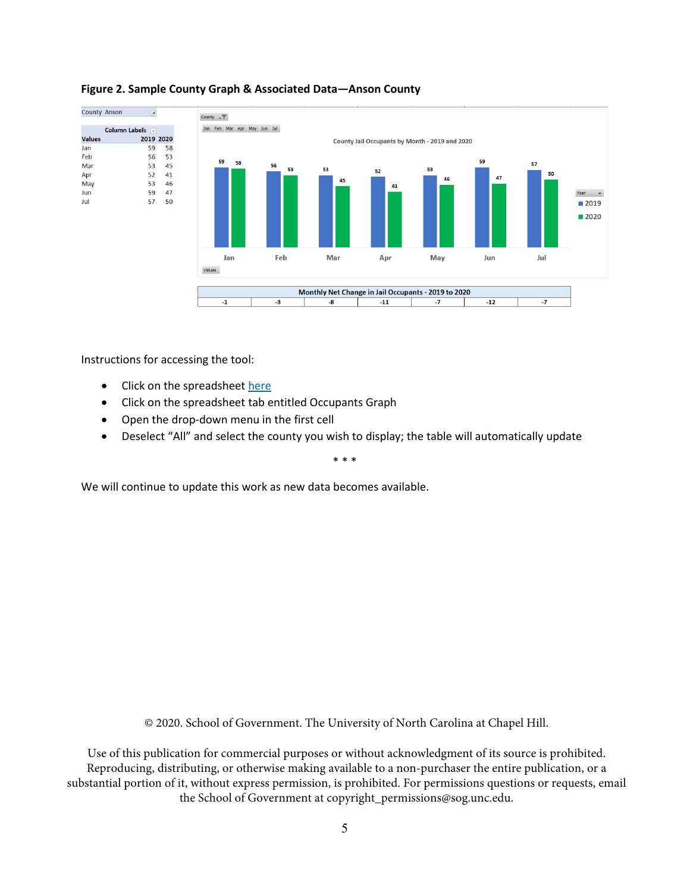**Figure 2. Sample County Graph & Associated Data—Anson County**

| County | Anson | |
|---|---|---|
| | Column Labels | |
| Values | 2019 | 2020 |
| Jan | 59 | 58 |
| Feb | 56 | 53 |
| Mar | 53 | 45 |
| Apr | 52 | 41 |
| May | 53 | 46 |
| Jun | 59 | 47 |
| Jul | 57 | 50 |

County

Jan Feb Mar Apr May Jun Jul

County Jail Occupants by Month - 2019 and 2020

59 58 56 53 53 45 52 41 53 46 59 47 57 50

Jan Feb Mar Apr May Jun Jul

Values

Year

2019

2020

| Monthly Net Change in Jail Occupants - 2019 to 2020 | | | | | | |
|---|---|---|---|---|---|---|
| -1 | -3 | -8 | -11 | -7 | -12 | -7 |

Instructions for accessing the tool:

- Click on the spreadsheet here
- Click on the spreadsheet tab entitled Occupants Graph
- Open the drop-down menu in the first cell
- Deselect “All” and select the county you wish to display; the table will automatically update

\* \* \*

We will continue to update this work as new data becomes available.

© 2020. School of Government. The University of North Carolina at Chapel Hill.

Use of this publication for commercial purposes or without acknowledgment of its source is prohibited. Reproducing, distributing, or otherwise making available to a non-purchaser the entire publication, or a substantial portion of it, without express permission, is prohibited. For permissions questions or requests, email the School of Government at copyright_permissions@sog.unc.edu.